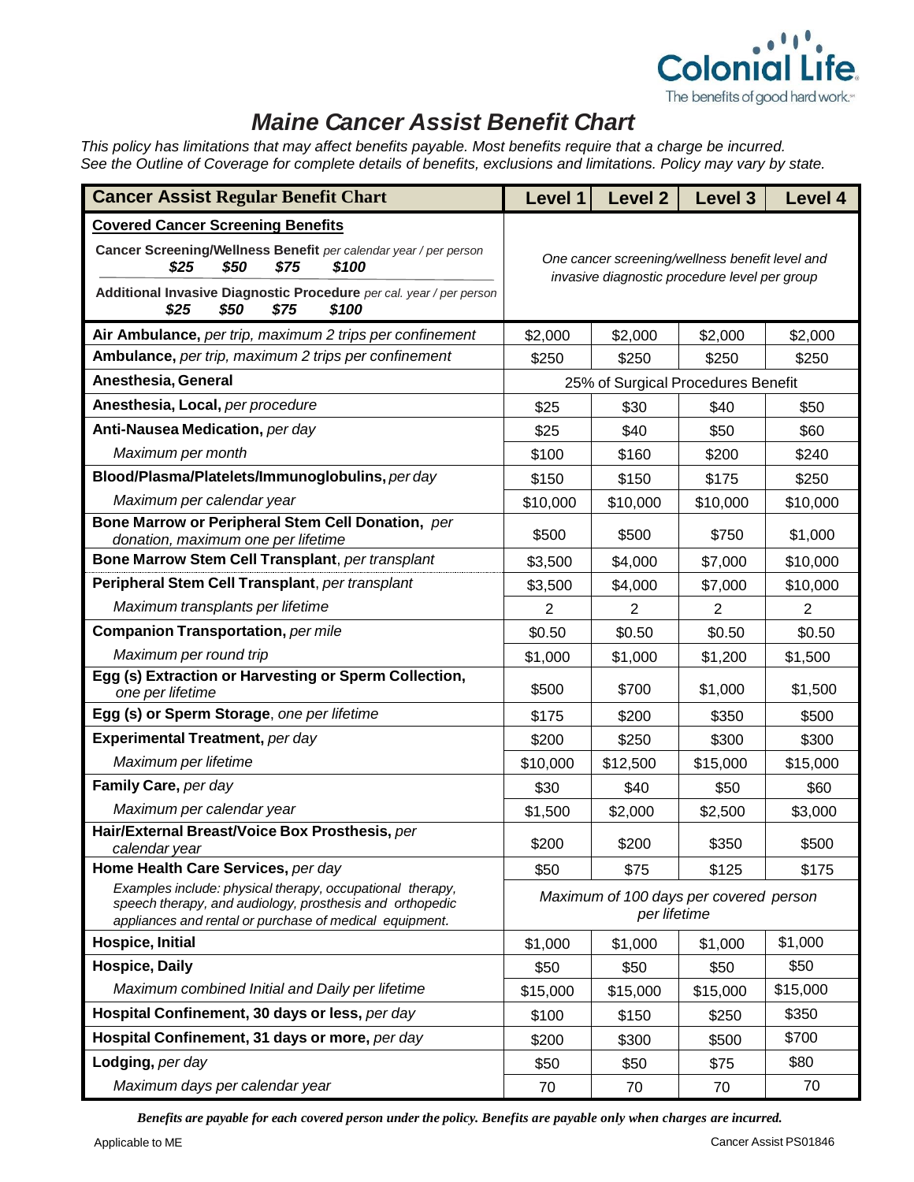# Maine Cancer Assist Benefit Chart

*This policy has limitations that may affect benefits payable. Most benefits require that a charge be incurred. See the Outline of Coverage for complete details of benefits, exclusions and limitations. Policy may vary by state.*

| Cancer Assist Regular Benefit Chart | Level 1 | Level 2 | Level 3 | Level 4 |
|---|---|---|---|---|
| **Covered Cancer Screening Benefits** | | | | |
| **Cancer Screening/Wellness Benefit** *per calendar year / per person* *$25 $50 $75 $100* | *One cancer screening/wellness benefit level and invasive diagnostic procedure level per group* | | | |
| **Additional Invasive Diagnostic Procedure** *per cal. year / per person* *$25 $50 $75 $100* | | | | |
| **Air Ambulance,** *per trip, maximum 2 trips per confinement* | $2,000 | $2,000 | $2,000 | $2,000 |
| **Ambulance,** *per trip, maximum 2 trips per confinement* | $250 | $250 | $250 | $250 |
| **Anesthesia, General** | 25% of Surgical Procedures Benefit | | | |
| **Anesthesia, Local,** *per procedure* | $25 | $30 | $40 | $50 |
| **Anti-Nausea Medication,** *per day* | $25 | $40 | $50 | $60 |
| *Maximum per month* | $100 | $160 | $200 | $240 |
| **Blood/Plasma/Platelets/Immunoglobulins,** *per day* | $150 | $150 | $175 | $250 |
| *Maximum per calendar year* | $10,000 | $10,000 | $10,000 | $10,000 |
| **Bone Marrow or Peripheral Stem Cell Donation,** *per donation, maximum one per lifetime* | $500 | $500 | $750 | $1,000 |
| **Bone Marrow Stem Cell Transplant**, *per transplant* | $3,500 | $4,000 | $7,000 | $10,000 |
| **Peripheral Stem Cell Transplant**, *per transplant* | $3,500 | $4,000 | $7,000 | $10,000 |
| *Maximum transplants per lifetime* | 2 | 2 | 2 | 2 |
| **Companion Transportation,** *per mile* | $0.50 | $0.50 | $0.50 | $0.50 |
| *Maximum per round trip* | $1,000 | $1,000 | $1,200 | $1,500 |
| **Egg (s) Extraction or Harvesting or Sperm Collection,** *one per lifetime* | $500 | $700 | $1,000 | $1,500 |
| **Egg (s) or Sperm Storage**, *one per lifetime* | $175 | $200 | $350 | $500 |
| **Experimental Treatment,** *per day* | $200 | $250 | $300 | $300 |
| *Maximum per lifetime* | $10,000 | $12,500 | $15,000 | $15,000 |
| **Family Care,** *per day* | $30 | $40 | $50 | $60 |
| *Maximum per calendar year* | $1,500 | $2,000 | $2,500 | $3,000 |
| **Hair/External Breast/Voice Box Prosthesis,** *per calendar year* | $200 | $200 | $350 | $500 |
| **Home Health Care Services,** *per day* | $50 | $75 | $125 | $175 |
| *Examples include: physical therapy, occupational therapy, speech therapy, and audiology, prosthesis and orthopedic appliances and rental or purchase of medical equipment.* | *Maximum of 100 days per covered person per lifetime* | | | |
| **Hospice, Initial** | $1,000 | $1,000 | $1,000 | $1,000 |
| **Hospice, Daily** | $50 | $50 | $50 | $50 |
| *Maximum combined Initial and Daily per lifetime* | $15,000 | $15,000 | $15,000 | $15,000 |
| **Hospital Confinement, 30 days or less,** *per day* | $100 | $150 | $250 | $350 |
| **Hospital Confinement, 31 days or more,** *per day* | $200 | $300 | $500 | $700 |
| **Lodging,** *per day* | $50 | $50 | $75 | $80 |
| *Maximum days per calendar year* | 70 | 70 | 70 | 70 |

***Benefits are payable for each covered person under the policy. Benefits are payable only when charges are incurred.***

Applicable to ME

Cancer Assist PS01846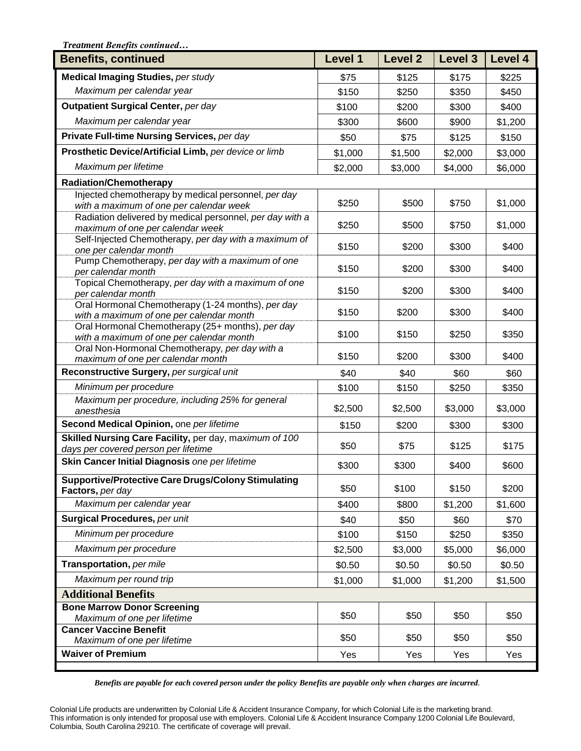*Treatment Benefits continued…*

| Benefits, continued | Level 1 | Level 2 | Level 3 | Level 4 |
|---|---|---|---|---|
| **Medical Imaging Studies,** *per study* | $75 | $125 | $175 | $225 |
| *Maximum per calendar year* | $150 | $250 | $350 | $450 |
| **Outpatient Surgical Center,** *per day* | $100 | $200 | $300 | $400 |
| *Maximum per calendar year* | $300 | $600 | $900 | $1,200 |
| **Private Full-time Nursing Services,** *per day* | $50 | $75 | $125 | $150 |
| **Prosthetic Device/Artificial Limb,** *per device or limb* | $1,000 | $1,500 | $2,000 | $3,000 |
| *Maximum per lifetime* | $2,000 | $3,000 | $4,000 | $6,000 |
| **Radiation/Chemotherapy** | | | | |
| Injected chemotherapy by medical personnel, *per day with a maximum of one per calendar week* | $250 | $500 | $750 | $1,000 |
| Radiation delivered by medical personnel, *per day with a maximum of one per calendar week* | $250 | $500 | $750 | $1,000 |
| Self-Injected Chemotherapy, *per day with a maximum of one per calendar month* | $150 | $200 | $300 | $400 |
| Pump Chemotherapy, *per day with a maximum of one per calendar month* | $150 | $200 | $300 | $400 |
| Topical Chemotherapy, *per day with a maximum of one per calendar month* | $150 | $200 | $300 | $400 |
| Oral Hormonal Chemotherapy (1-24 months), *per day with a maximum of one per calendar month* | $150 | $200 | $300 | $400 |
| Oral Hormonal Chemotherapy (25+ months), *per day with a maximum of one per calendar month* | $100 | $150 | $250 | $350 |
| Oral Non-Hormonal Chemotherapy, *per day with a maximum of one per calendar month* | $150 | $200 | $300 | $400 |
| **Reconstructive Surgery,** *per surgical unit* | $40 | $40 | $60 | $60 |
| *Minimum per procedure* | $100 | $150 | $250 | $350 |
| *Maximum per procedure, including 25% for general anesthesia* | $2,500 | $2,500 | $3,000 | $3,000 |
| **Second Medical Opinion,** one *per lifetime* | $150 | $200 | $300 | $300 |
| **Skilled Nursing Care Facility,** per day, m*aximum of 100 days per covered person per lifetime* | $50 | $75 | $125 | $175 |
| **Skin Cancer Initial Diagnosis** *one per lifetime* | $300 | $300 | $400 | $600 |
| **Supportive/Protective Care Drugs/Colony Stimulating Factors,** *per day* | $50 | $100 | $150 | $200 |
| *Maximum per calendar year* | $400 | $800 | $1,200 | $1,600 |
| **Surgical Procedures,** *per unit* | $40 | $50 | $60 | $70 |
| *Minimum per procedure* | $100 | $150 | $250 | $350 |
| *Maximum per procedure* | $2,500 | $3,000 | $5,000 | $6,000 |
| **Transportation,** *per mile* | $0.50 | $0.50 | $0.50 | $0.50 |
| *Maximum per round trip* | $1,000 | $1,000 | $1,200 | $1,500 |
| **Additional Benefits** | | | | |
| **Bone Marrow Donor Screening** *Maximum of one per lifetime* | $50 | $50 | $50 | $50 |
| **Cancer Vaccine Benefit** *Maximum of one per lifetime* | $50 | $50 | $50 | $50 |
| **Waiver of Premium** | Yes | Yes | Yes | Yes |

***Benefits are payable for each covered person under the policy Benefits are payable only when charges are incurred.***

Colonial Life products are underwritten by Colonial Life & Accident Insurance Company, for which Colonial Life is the marketing brand. This information is only intended for proposal use with employers. Colonial Life & Accident Insurance Company 1200 Colonial Life Boulevard, Columbia, South Carolina 29210. The certificate of coverage will prevail.